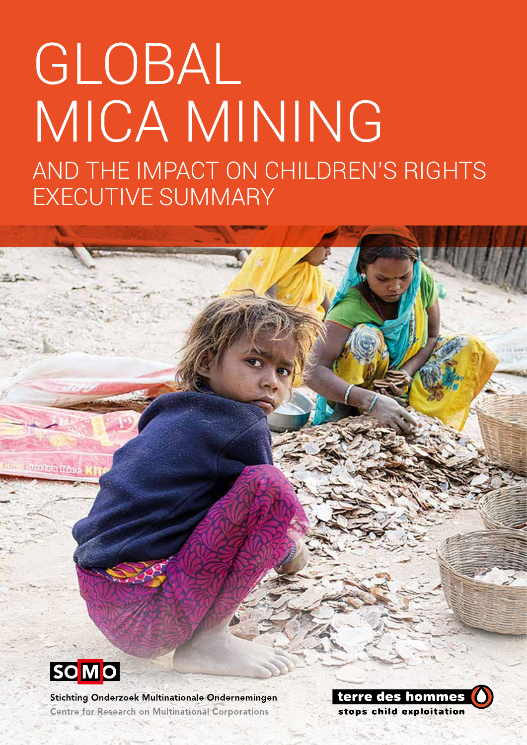# GLOBAL MICA MINING

## AND THE IMPACT ON CHILDREN'S RIGHTS EXECUTIVE SUMMARY

SOMO

Stichting Onderzoek Multinationale Ondernemingen
Centre for Research on Multinational Corporations

terre des hommes
stops child exploitation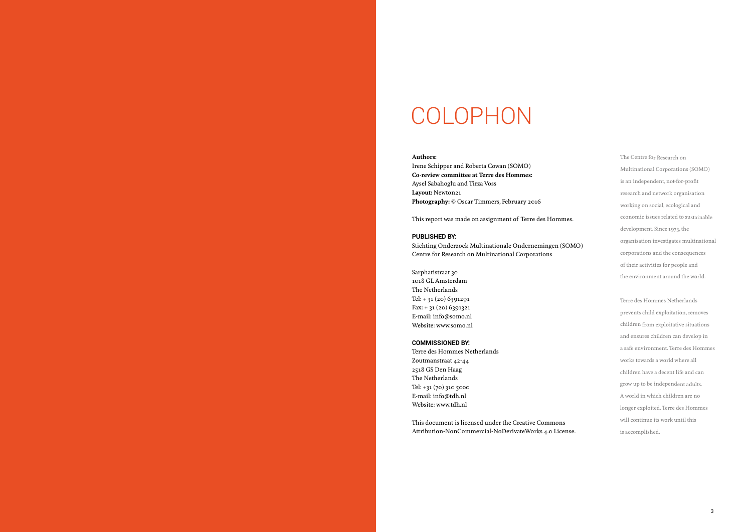# COLOPHON

**Authors:**
Irene Schipper and Roberta Cowan (SOMO)
**Co-review committee at Terre des Hommes:**
Aysel Sabahoglu and Tirza Voss
**Layout:** Newton21
**Photography:** © Oscar Timmers, February 2016

This report was made on assignment of Terre des Hommes.

**PUBLISHED BY:**
Stichting Onderzoek Multinationale Ondernemingen (SOMO)
Centre for Research on Multinational Corporations

Sarphatistraat 30
1018 GL Amsterdam
The Netherlands
Tel: + 31 (20) 6391291
Fax: + 31 (20) 6391321
E-mail: info@somo.nl
Website: www.somo.nl

**COMMISSIONED BY:**
Terre des Hommes Netherlands
Zoutmanstraat 42-44
2518 GS Den Haag
The Netherlands
Tel: +31 (70) 310 5000
E-mail: info@tdh.nl
Website: www.tdh.nl

This document is licensed under the Creative Commons Attribution-NonCommercial-NoDerivateWorks 4.0 License.

The Centre for Research on Multinational Corporations (SOMO) is an independent, not-for-profit research and network organisation working on social, ecological and economic issues related to sustainable development. Since 1973, the organisation investigates multinational corporations and the consequences of their activities for people and the environment around the world.

Terre des Hommes Netherlands prevents child exploitation, removes children from exploitative situations and ensures children can develop in a safe environment. Terre des Hommes works towards a world where all children have a decent life and can grow up to be independent adults. A world in which children are no longer exploited. Terre des Hommes will continue its work until this is accomplished.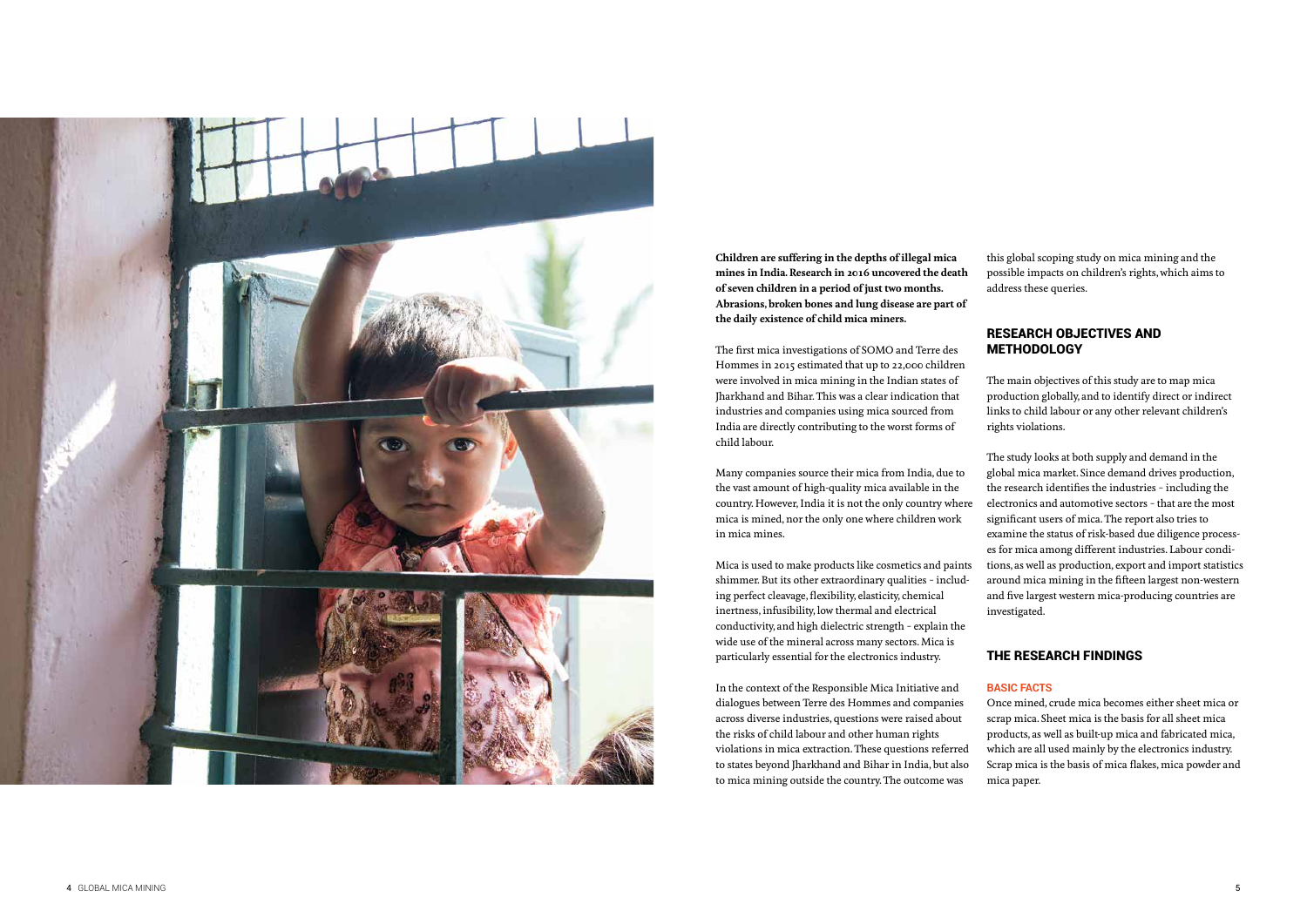**Children are suffering in the depths of illegal mica mines in India. Research in 2016 uncovered the death of seven children in a period of just two months. Abrasions, broken bones and lung disease are part of the daily existence of child mica miners.**

The first mica investigations of SOMO and Terre des Hommes in 2015 estimated that up to 22,000 children were involved in mica mining in the Indian states of Jharkhand and Bihar. This was a clear indication that industries and companies using mica sourced from India are directly contributing to the worst forms of child labour.

Many companies source their mica from India, due to the vast amount of high-quality mica available in the country. However, India it is not the only country where mica is mined, nor the only one where children work in mica mines.

Mica is used to make products like cosmetics and paints shimmer. But its other extraordinary qualities – including perfect cleavage, flexibility, elasticity, chemical inertness, infusibility, low thermal and electrical conductivity, and high dielectric strength – explain the wide use of the mineral across many sectors. Mica is particularly essential for the electronics industry.

In the context of the Responsible Mica Initiative and dialogues between Terre des Hommes and companies across diverse industries, questions were raised about the risks of child labour and other human rights violations in mica extraction. These questions referred to states beyond Jharkhand and Bihar in India, but also to mica mining outside the country. The outcome was this global scoping study on mica mining and the possible impacts on children's rights, which aims to address these queries.

## RESEARCH OBJECTIVES AND METHODOLOGY

The main objectives of this study are to map mica production globally, and to identify direct or indirect links to child labour or any other relevant children's rights violations.

The study looks at both supply and demand in the global mica market. Since demand drives production, the research identifies the industries – including the electronics and automotive sectors – that are the most significant users of mica. The report also tries to examine the status of risk-based due diligence processes for mica among different industries. Labour conditions, as well as production, export and import statistics around mica mining in the fifteen largest non-western and five largest western mica-producing countries are investigated.

## THE RESEARCH FINDINGS

### BASIC FACTS

Once mined, crude mica becomes either sheet mica or scrap mica. Sheet mica is the basis for all sheet mica products, as well as built-up mica and fabricated mica, which are all used mainly by the electronics industry. Scrap mica is the basis of mica flakes, mica powder and mica paper.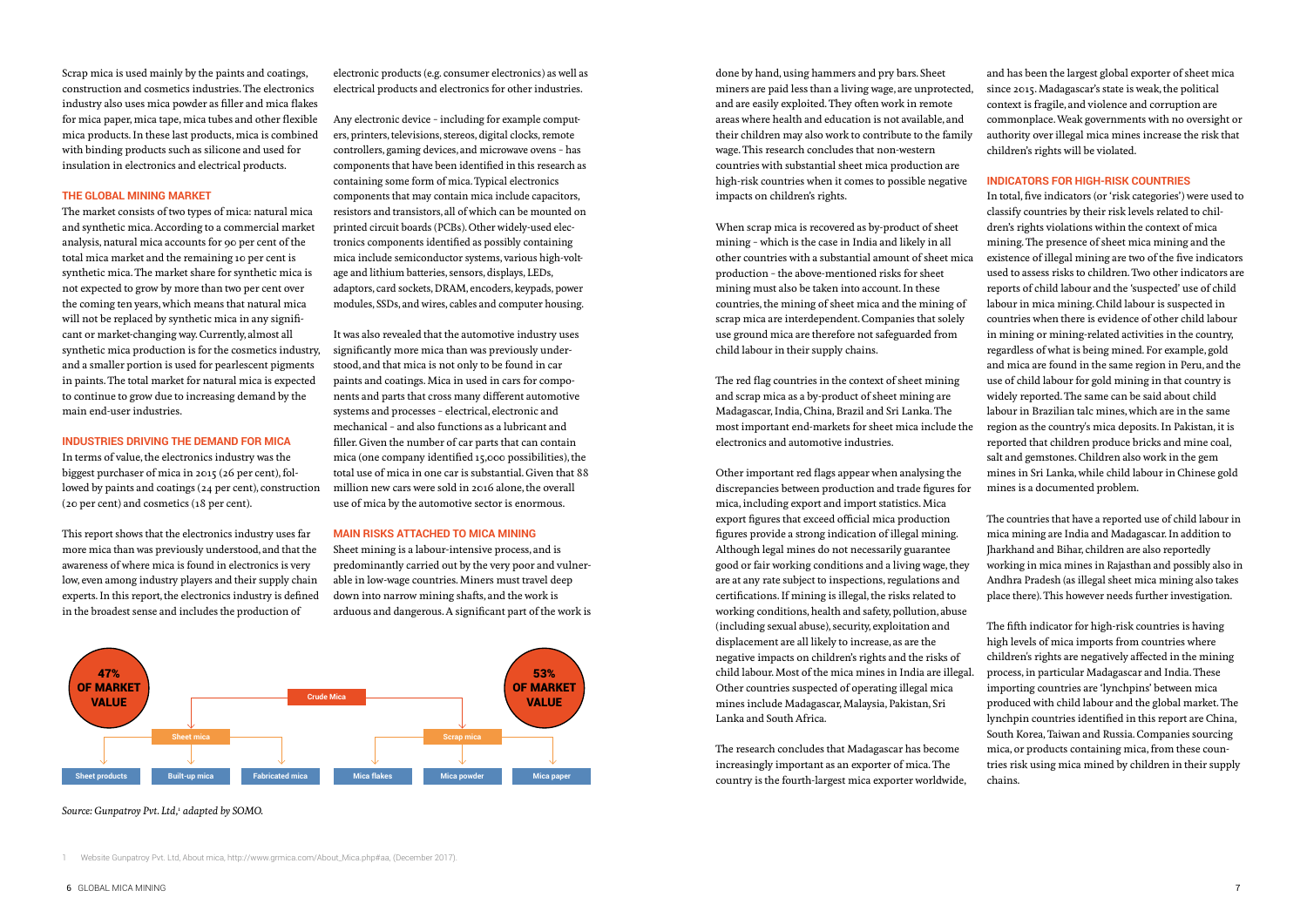Scrap mica is used mainly by the paints and coatings, construction and cosmetics industries. The electronics industry also uses mica powder as filler and mica flakes for mica paper, mica tape, mica tubes and other flexible mica products. In these last products, mica is combined with binding products such as silicone and used for insulation in electronics and electrical products.

### THE GLOBAL MINING MARKET

The market consists of two types of mica: natural mica and synthetic mica. According to a commercial market analysis, natural mica accounts for 90 per cent of the total mica market and the remaining 10 per cent is synthetic mica. The market share for synthetic mica is not expected to grow by more than two per cent over the coming ten years, which means that natural mica will not be replaced by synthetic mica in any significant or market-changing way. Currently, almost all synthetic mica production is for the cosmetics industry, and a smaller portion is used for pearlescent pigments in paints. The total market for natural mica is expected to continue to grow due to increasing demand by the main end-user industries.

### INDUSTRIES DRIVING THE DEMAND FOR MICA

In terms of value, the electronics industry was the biggest purchaser of mica in 2015 (26 per cent), followed by paints and coatings (24 per cent), construction (20 per cent) and cosmetics (18 per cent).

This report shows that the electronics industry uses far more mica than was previously understood, and that the awareness of where mica is found in electronics is very low, even among industry players and their supply chain experts. In this report, the electronics industry is defined in the broadest sense and includes the production of electronic products (e.g. consumer electronics) as well as electrical products and electronics for other industries.

Any electronic device – including for example computers, printers, televisions, stereos, digital clocks, remote controllers, gaming devices, and microwave ovens – has components that have been identified in this research as containing some form of mica. Typical electronics components that may contain mica include capacitors, resistors and transistors, all of which can be mounted on printed circuit boards (PCBs). Other widely-used electronics components identified as possibly containing mica include semiconductor systems, various high-voltage and lithium batteries, sensors, displays, LEDs, adaptors, card sockets, DRAM, encoders, keypads, power modules, SSDs, and wires, cables and computer housing.

It was also revealed that the automotive industry uses significantly more mica than was previously understood, and that mica is not only to be found in car paints and coatings. Mica in used in cars for components and parts that cross many different automotive systems and processes – electrical, electronic and mechanical – and also functions as a lubricant and filler. Given the number of car parts that can contain mica (one company identified 15,000 possibilities), the total use of mica in one car is substantial. Given that 88 million new cars were sold in 2016 alone, the overall use of mica by the automotive sector is enormous.

### MAIN RISKS ATTACHED TO MICA MINING

Sheet mining is a labour-intensive process, and is predominantly carried out by the very poor and vulnerable in low-wage countries. Miners must travel deep down into narrow mining shafts, and the work is arduous and dangerous. A significant part of the work is done by hand, using hammers and pry bars. Sheet miners are paid less than a living wage, are unprotected, and are easily exploited. They often work in remote areas where health and education is not available, and their children may also work to contribute to the family wage. This research concludes that non-western countries with substantial sheet mica production are high-risk countries when it comes to possible negative impacts on children's rights.

When scrap mica is recovered as by-product of sheet mining – which is the case in India and likely in all other countries with a substantial amount of sheet mica production – the above-mentioned risks for sheet mining must also be taken into account. In these countries, the mining of sheet mica and the mining of scrap mica are interdependent. Companies that solely use ground mica are therefore not safeguarded from child labour in their supply chains.

The red flag countries in the context of sheet mining and scrap mica as a by-product of sheet mining are Madagascar, India, China, Brazil and Sri Lanka. The most important end-markets for sheet mica include the electronics and automotive industries.

Other important red flags appear when analysing the discrepancies between production and trade figures for mica, including export and import statistics. Mica export figures that exceed official mica production figures provide a strong indication of illegal mining. Although legal mines do not necessarily guarantee good or fair working conditions and a living wage, they are at any rate subject to inspections, regulations and certifications. If mining is illegal, the risks related to working conditions, health and safety, pollution, abuse (including sexual abuse), security, exploitation and displacement are all likely to increase, as are the negative impacts on children's rights and the risks of child labour. Most of the mica mines in India are illegal. Other countries suspected of operating illegal mica mines include Madagascar, Malaysia, Pakistan, Sri Lanka and South Africa.

The research concludes that Madagascar has become increasingly important as an exporter of mica. The country is the fourth-largest mica exporter worldwide, and has been the largest global exporter of sheet mica since 2015. Madagascar's state is weak, the political context is fragile, and violence and corruption are commonplace. Weak governments with no oversight or authority over illegal mica mines increase the risk that children's rights will be violated.

### INDICATORS FOR HIGH-RISK COUNTRIES

In total, five indicators (or 'risk categories') were used to classify countries by their risk levels related to children's rights violations within the context of mica mining. The presence of sheet mica mining and the existence of illegal mining are two of the five indicators used to assess risks to children. Two other indicators are reports of child labour and the 'suspected' use of child labour in mica mining. Child labour is suspected in countries when there is evidence of other child labour in mining or mining-related activities in the country, regardless of what is being mined. For example, gold and mica are found in the same region in Peru, and the use of child labour for gold mining in that country is widely reported. The same can be said about child labour in Brazilian talc mines, which are in the same region as the country's mica deposits. In Pakistan, it is reported that children produce bricks and mine coal, salt and gemstones. Children also work in the gem mines in Sri Lanka, while child labour in Chinese gold mines is a documented problem.

The countries that have a reported use of child labour in mica mining are India and Madagascar. In addition to Jharkhand and Bihar, children are also reportedly working in mica mines in Rajasthan and possibly also in Andhra Pradesh (as illegal sheet mica mining also takes place there). This however needs further investigation.

The fifth indicator for high-risk countries is having high levels of mica imports from countries where children's rights are negatively affected in the mining process, in particular Madagascar and India. These importing countries are 'lynchpins' between mica produced with child labour and the global market. The lynchpin countries identified in this report are China, South Korea, Taiwan and Russia. Companies sourcing mica, or products containing mica, from these countries risk using mica mined by children in their supply chains.

Crude Mica
- Sheet mica (47% OF MARKET VALUE)
  - Sheet products
  - Built-up mica
  - Fabricated mica
- Scrap mica (53% OF MARKET VALUE)
  - Mica flakes
  - Mica powder
  - Mica paper

*Source: Gunpatroy Pvt. Ltd,[1] adapted by SOMO.*

1 Website Gunpatroy Pvt. Ltd, About mica, http://www.grmica.com/About_Mica.php#aa, (December 2017).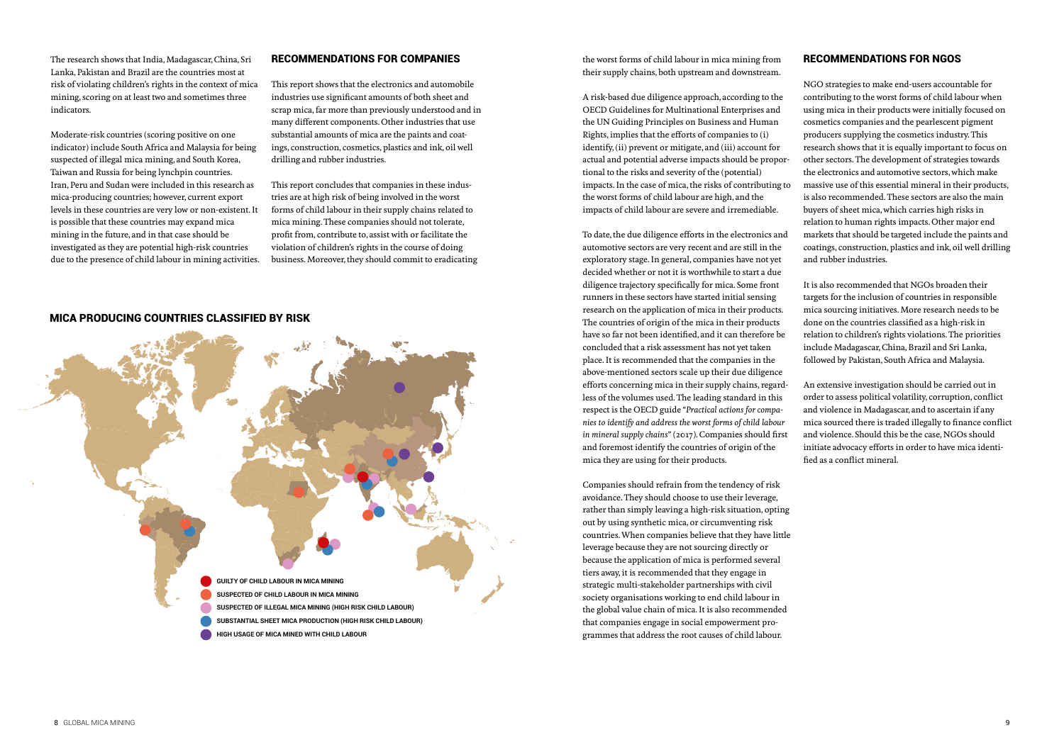The research shows that India, Madagascar, China, Sri Lanka, Pakistan and Brazil are the countries most at risk of violating children's rights in the context of mica mining, scoring on at least two and sometimes three indicators.

Moderate-risk countries (scoring positive on one indicator) include South Africa and Malaysia for being suspected of illegal mica mining, and South Korea, Taiwan and Russia for being lynchpin countries. Iran, Peru and Sudan were included in this research as mica-producing countries; however, current export levels in these countries are very low or non-existent. It is possible that these countries may expand mica mining in the future, and in that case should be investigated as they are potential high-risk countries due to the presence of child labour in mining activities.

## RECOMMENDATIONS FOR COMPANIES

This report shows that the electronics and automobile industries use significant amounts of both sheet and scrap mica, far more than previously understood and in many different components. Other industries that use substantial amounts of mica are the paints and coatings, construction, cosmetics, plastics and ink, oil well drilling and rubber industries.

This report concludes that companies in these industries are at high risk of being involved in the worst forms of child labour in their supply chains related to mica mining. These companies should not tolerate, profit from, contribute to, assist with or facilitate the violation of children's rights in the course of doing business. Moreover, they should commit to eradicating the worst forms of child labour in mica mining from their supply chains, both upstream and downstream.

A risk-based due diligence approach, according to the OECD Guidelines for Multinational Enterprises and the UN Guiding Principles on Business and Human Rights, implies that the efforts of companies to (i) identify, (ii) prevent or mitigate, and (iii) account for actual and potential adverse impacts should be proportional to the risks and severity of the (potential) impacts. In the case of mica, the risks of contributing to the worst forms of child labour are high, and the impacts of child labour are severe and irremediable.

To date, the due diligence efforts in the electronics and automotive sectors are very recent and are still in the exploratory stage. In general, companies have not yet decided whether or not it is worthwhile to start a due diligence trajectory specifically for mica. Some front runners in these sectors have started initial sensing research on the application of mica in their products. The countries of origin of the mica in their products have so far not been identified, and it can therefore be concluded that a risk assessment has not yet taken place. It is recommended that the companies in the above-mentioned sectors scale up their due diligence efforts concerning mica in their supply chains, regardless of the volumes used. The leading standard in this respect is the OECD guide "*Practical actions for companies to identify and address the worst forms of child labour in mineral supply chains*" (2017). Companies should first and foremost identify the countries of origin of the mica they are using for their products.

Companies should refrain from the tendency of risk avoidance. They should choose to use their leverage, rather than simply leaving a high-risk situation, opting out by using synthetic mica, or circumventing risk countries. When companies believe that they have little leverage because they are not sourcing directly or because the application of mica is performed several tiers away, it is recommended that they engage in strategic multi-stakeholder partnerships with civil society organisations working to end child labour in the global value chain of mica. It is also recommended that companies engage in social empowerment programmes that address the root causes of child labour.

## MICA PRODUCING COUNTRIES CLASSIFIED BY RISK

- GUILTY OF CHILD LABOUR IN MICA MINING
- SUSPECTED OF CHILD LABOUR IN MICA MINING
- SUSPECTED OF ILLEGAL MICA MINING (HIGH RISK CHILD LABOUR)
- SUBSTANTIAL SHEET MICA PRODUCTION (HIGH RISK CHILD LABOUR)
- HIGH USAGE OF MICA MINED WITH CHILD LABOUR

## RECOMMENDATIONS FOR NGOS

NGO strategies to make end-users accountable for contributing to the worst forms of child labour when using mica in their products were initially focused on cosmetics companies and the pearlescent pigment producers supplying the cosmetics industry. This research shows that it is equally important to focus on other sectors. The development of strategies towards the electronics and automotive sectors, which make massive use of this essential mineral in their products, is also recommended. These sectors are also the main buyers of sheet mica, which carries high risks in relation to human rights impacts. Other major end markets that should be targeted include the paints and coatings, construction, plastics and ink, oil well drilling and rubber industries.

It is also recommended that NGOs broaden their targets for the inclusion of countries in responsible mica sourcing initiatives. More research needs to be done on the countries classified as a high-risk in relation to children's rights violations. The priorities include Madagascar, China, Brazil and Sri Lanka, followed by Pakistan, South Africa and Malaysia.

An extensive investigation should be carried out in order to assess political volatility, corruption, conflict and violence in Madagascar, and to ascertain if any mica sourced there is traded illegally to finance conflict and violence. Should this be the case, NGOs should initiate advocacy efforts in order to have mica identified as a conflict mineral.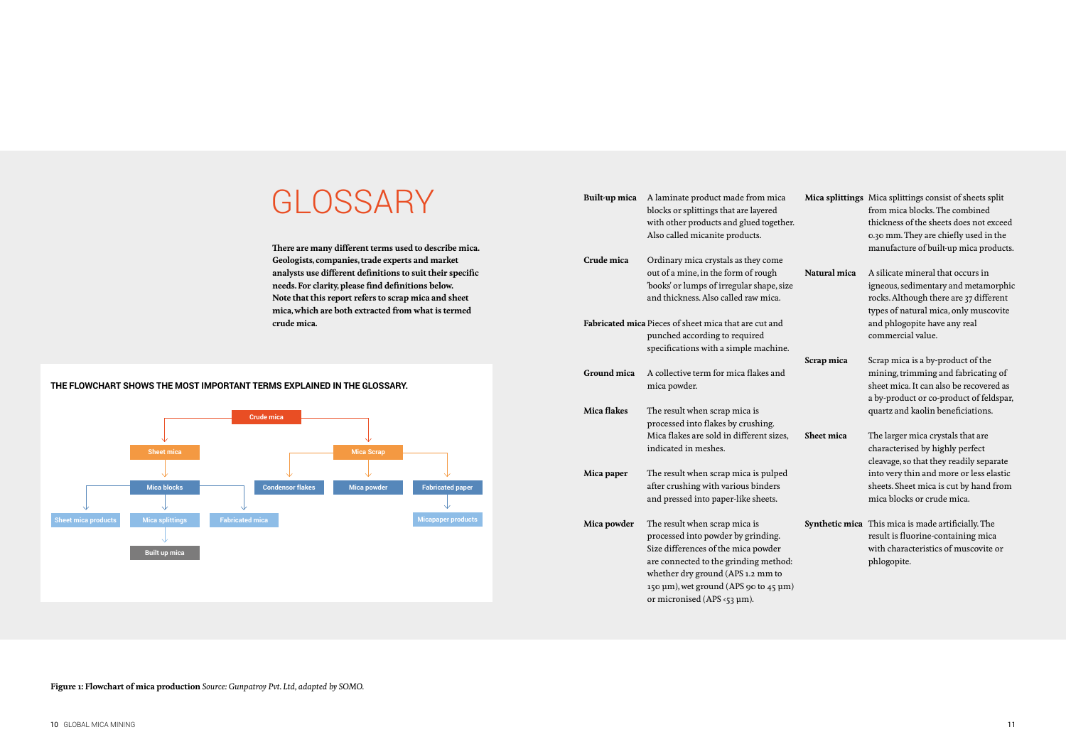# GLOSSARY

**There are many different terms used to describe mica. Geologists, companies, trade experts and market analysts use different definitions to suit their specific needs. For clarity, please find definitions below. Note that this report refers to scrap mica and sheet mica, which are both extracted from what is termed crude mica.**

**THE FLOWCHART SHOWS THE MOST IMPORTANT TERMS EXPLAINED IN THE GLOSSARY.**

Crude mica

Sheet mica

Mica Scrap

Mica blocks

Condensor flakes

Mica powder

Fabricated paper

Sheet mica products

Mica splittings

Fabricated mica

Micapaper products

Built up mica

**Figure 1: Flowchart of mica production** *Source: Gunpatroy Pvt. Ltd, adapted by SOMO.*

**Built-up mica** A laminate product made from mica blocks or splittings that are layered with other products and glued together. Also called micanite products.

**Crude mica** Ordinary mica crystals as they come out of a mine, in the form of rough 'books' or lumps of irregular shape, size and thickness. Also called raw mica.

**Fabricated mica** Pieces of sheet mica that are cut and punched according to required specifications with a simple machine.

**Ground mica** A collective term for mica flakes and mica powder.

**Mica flakes** The result when scrap mica is processed into flakes by crushing. Mica flakes are sold in different sizes, indicated in meshes.

**Mica paper** The result when scrap mica is pulped after crushing with various binders and pressed into paper-like sheets.

**Mica powder** The result when scrap mica is processed into powder by grinding. Size differences of the mica powder are connected to the grinding method: whether dry ground (APS 1.2 mm to 150 µm), wet ground (APS 90 to 45 µm) or micronised (APS <53 µm).

**Mica splittings** Mica splittings consist of sheets split from mica blocks. The combined thickness of the sheets does not exceed 0.30 mm. They are chiefly used in the manufacture of built-up mica products.

**Natural mica** A silicate mineral that occurs in igneous, sedimentary and metamorphic rocks. Although there are 37 different types of natural mica, only muscovite and phlogopite have any real commercial value.

**Scrap mica** Scrap mica is a by-product of the mining, trimming and fabricating of sheet mica. It can also be recovered as a by-product or co-product of feldspar, quartz and kaolin beneficiations.

**Sheet mica** The larger mica crystals that are characterised by highly perfect cleavage, so that they readily separate into very thin and more or less elastic sheets. Sheet mica is cut by hand from mica blocks or crude mica.

**Synthetic mica** This mica is made artificially. The result is fluorine-containing mica with characteristics of muscovite or phlogopite.